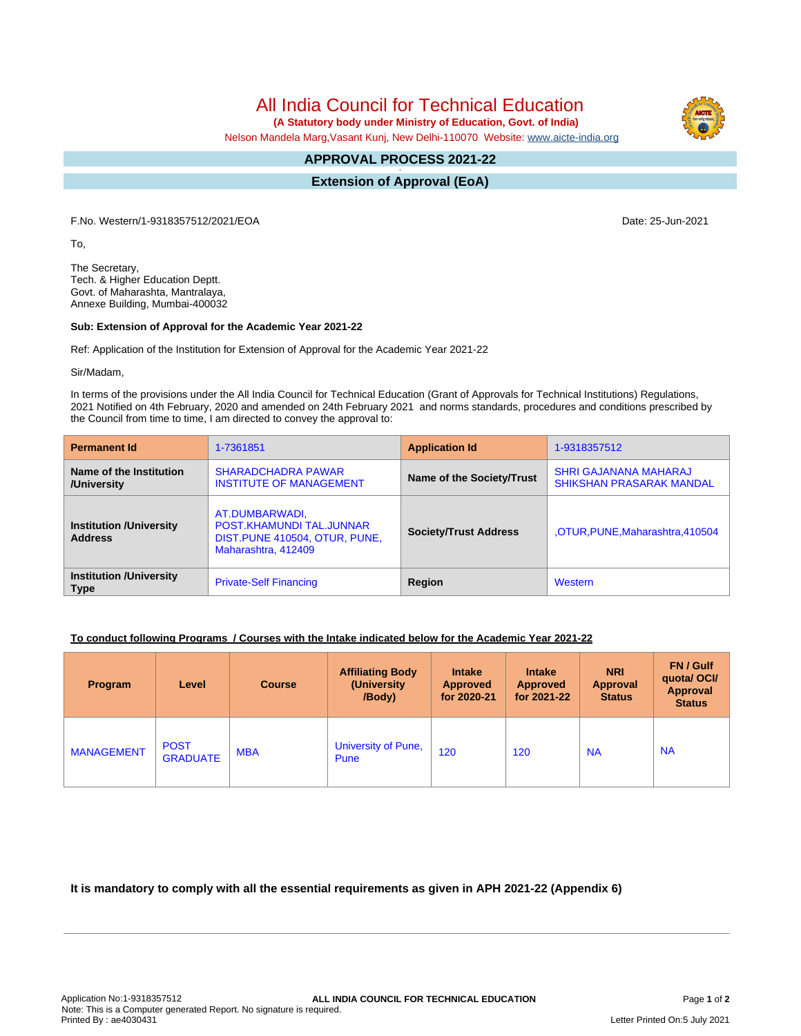# All India Council for Technical Education

**(A Statutory body under Ministry of Education, Govt. of India)**

Nelson Mandela Marg,Vasant Kunj, New Delhi-110070 Website: www.aicte-india.org

## APPROVAL PROCESS 2021-22

## Extension of Approval (EoA)

F.No. Western/1-9318357512/2021/EOA

Date: 25-Jun-2021

To,

The Secretary,
Tech. & Higher Education Deptt.
Govt. of Maharashta, Mantralaya,
Annexe Building, Mumbai-400032

**Sub: Extension of Approval for the Academic Year 2021-22**

Ref: Application of the Institution for Extension of Approval for the Academic Year 2021-22

Sir/Madam,

In terms of the provisions under the All India Council for Technical Education (Grant of Approvals for Technical Institutions) Regulations, 2021 Notified on 4th February, 2020 and amended on 24th February 2021 and norms standards, procedures and conditions prescribed by the Council from time to time, I am directed to convey the approval to:

| **Permanent Id** | 1-7361851 | **Application Id** | 1-9318357512 |
|---|---|---|---|
| **Name of the Institution /University** | SHARADCHANDRA PAWAR INSTITUTE OF MANAGEMENT | **Name of the Society/Trust** | SHRI GAJANANA MAHARAJ SHIKSHAN PRASARAK MANDAL |
| **Institution /University Address** | AT.DUMBARWADI, POST.KHAMUNDI TAL.JUNNAR DIST.PUNE 410504, OTUR, PUNE, Maharashtra, 412409 | **Society/Trust Address** | ,OTUR,PUNE,Maharashtra,410504 |
| **Institution /University Type** | Private-Self Financing | **Region** | Western |

**To conduct following Programs / Courses with the Intake indicated below for the Academic Year 2021-22**

| Program | Level | Course | Affiliating Body (University /Body) | Intake Approved for 2020-21 | Intake Approved for 2021-22 | NRI Approval Status | FN / Gulf quota/ OCI/ Approval Status |
|---|---|---|---|---|---|---|---|
| MANAGEMENT | POST GRADUATE | MBA | University of Pune, Pune | 120 | 120 | NA | NA |

**It is mandatory to comply with all the essential requirements as given in APH 2021-22 (Appendix 6)**

Application No:1-9318357512
Note: This is a Computer generated Report. No signature is required.
Printed By : ae4030431

ALL INDIA COUNCIL FOR TECHNICAL EDUCATION

Letter Printed On:5 July 2021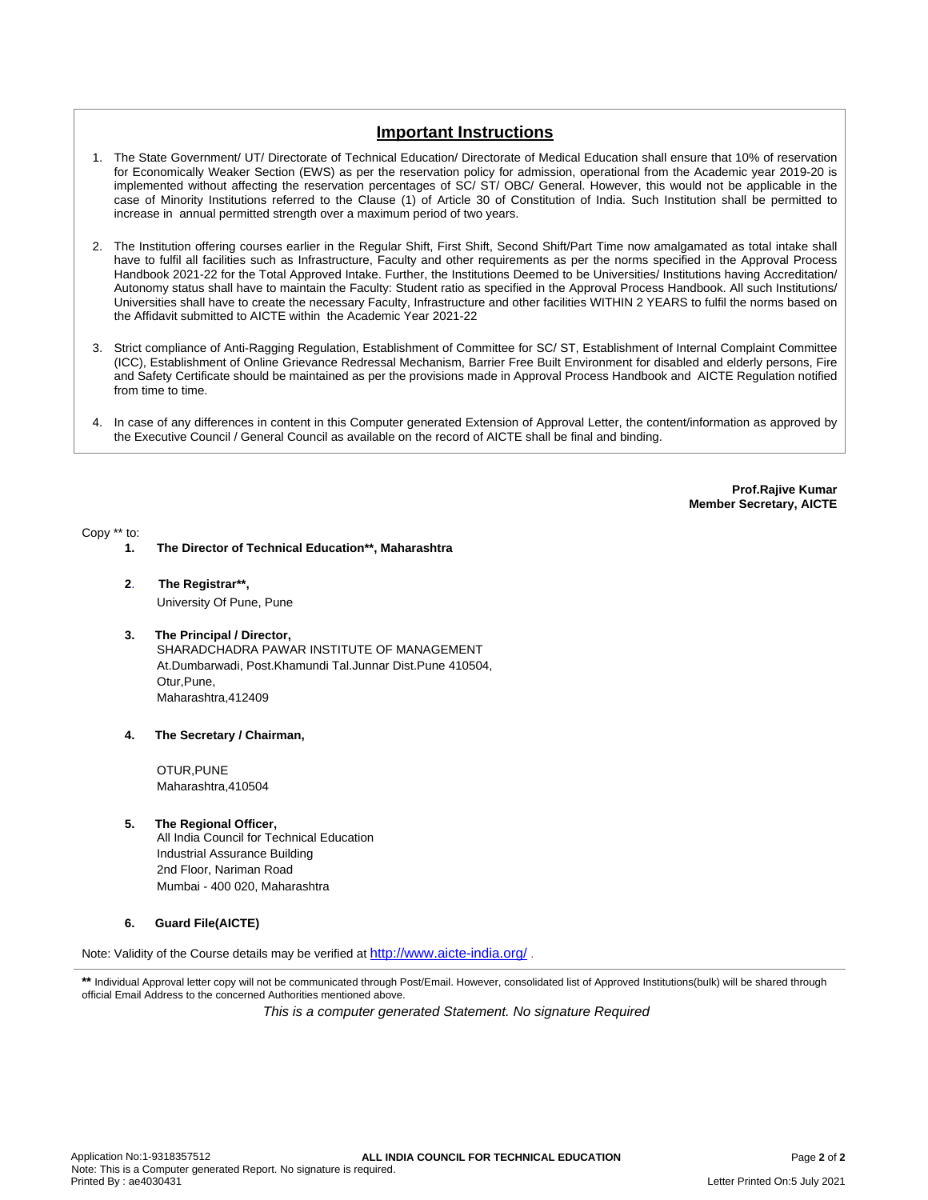## Important Instructions

1. The State Government/ UT/ Directorate of Technical Education/ Directorate of Medical Education shall ensure that 10% of reservation for Economically Weaker Section (EWS) as per the reservation policy for admission, operational from the Academic year 2019-20 is implemented without affecting the reservation percentages of SC/ ST/ OBC/ General. However, this would not be applicable in the case of Minority Institutions referred to the Clause (1) of Article 30 of Constitution of India. Such Institution shall be permitted to increase in annual permitted strength over a maximum period of two years.

2. The Institution offering courses earlier in the Regular Shift, First Shift, Second Shift/Part Time now amalgamated as total intake shall have to fulfil all facilities such as Infrastructure, Faculty and other requirements as per the norms specified in the Approval Process Handbook 2021-22 for the Total Approved Intake. Further, the Institutions Deemed to be Universities/ Institutions having Accreditation/ Autonomy status shall have to maintain the Faculty: Student ratio as specified in the Approval Process Handbook. All such Institutions/ Universities shall have to create the necessary Faculty, Infrastructure and other facilities WITHIN 2 YEARS to fulfil the norms based on the Affidavit submitted to AICTE within the Academic Year 2021-22

3. Strict compliance of Anti-Ragging Regulation, Establishment of Committee for SC/ ST, Establishment of Internal Complaint Committee (ICC), Establishment of Online Grievance Redressal Mechanism, Barrier Free Built Environment for disabled and elderly persons, Fire and Safety Certificate should be maintained as per the provisions made in Approval Process Handbook and AICTE Regulation notified from time to time.

4. In case of any differences in content in this Computer generated Extension of Approval Letter, the content/information as approved by the Executive Council / General Council as available on the record of AICTE shall be final and binding.

**Prof.Rajive Kumar**
**Member Secretary, AICTE**

Copy ** to:

1. **The Director of Technical Education**, Maharashtra**

2. **The Registrar**,**
   University Of Pune, Pune

3. **The Principal / Director,**
   SHARADCHADRA PAWAR INSTITUTE OF MANAGEMENT
   At.Dumbarwadi, Post.Khamundi Tal.Junnar Dist.Pune 410504,
   Otur,Pune,
   Maharashtra,412409

4. **The Secretary / Chairman,**

   OTUR,PUNE
   Maharashtra,410504

5. **The Regional Officer,**
   All India Council for Technical Education
   Industrial Assurance Building
   2nd Floor, Nariman Road
   Mumbai - 400 020, Maharashtra

6. **Guard File(AICTE)**

Note: Validity of the Course details may be verified at http://www.aicte-india.org/ .

**\*\*** Individual Approval letter copy will not be communicated through Post/Email. However, consolidated list of Approved Institutions(bulk) will be shared through official Email Address to the concerned Authorities mentioned above.

*This is a computer generated Statement. No signature Required*

Application No:1-9318357512
Note: This is a Computer generated Report. No signature is required.
Printed By : ae4030431

Letter Printed On:5 July 2021